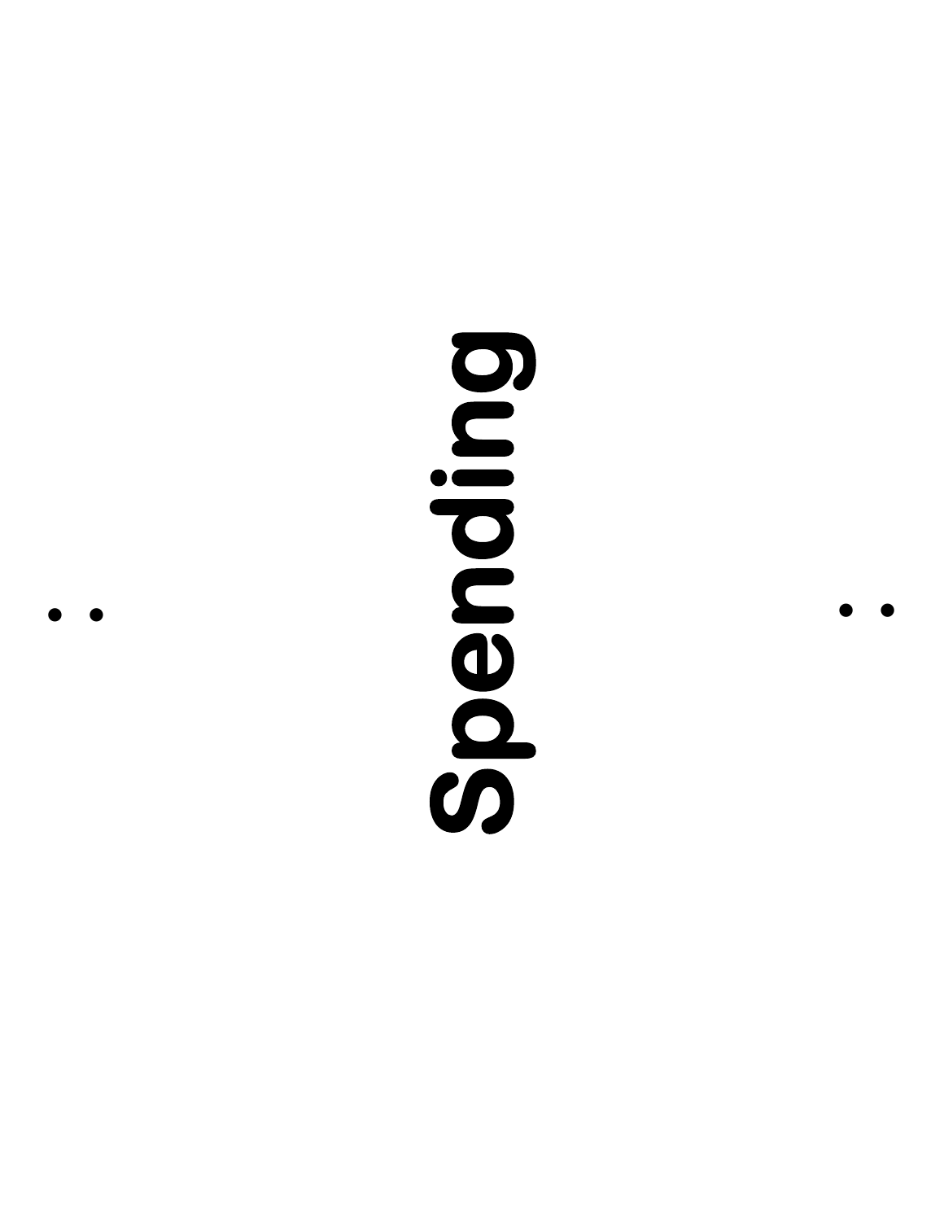# Spending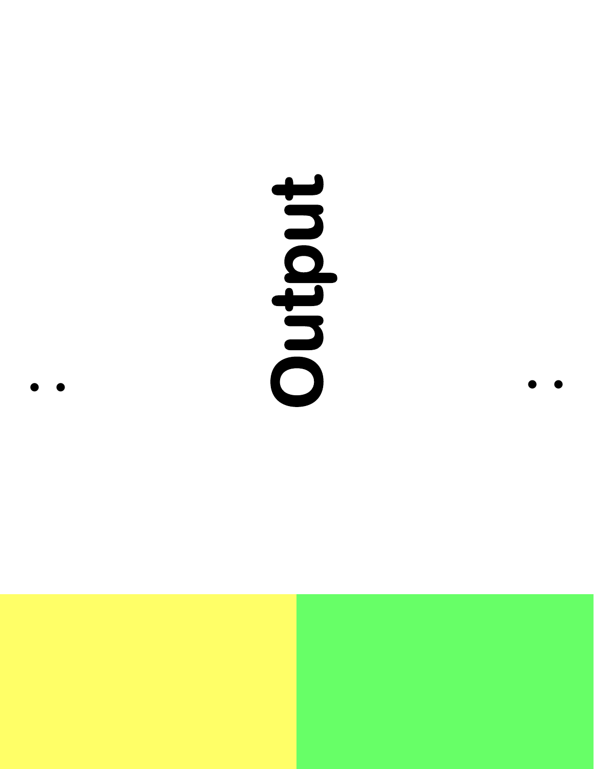# Output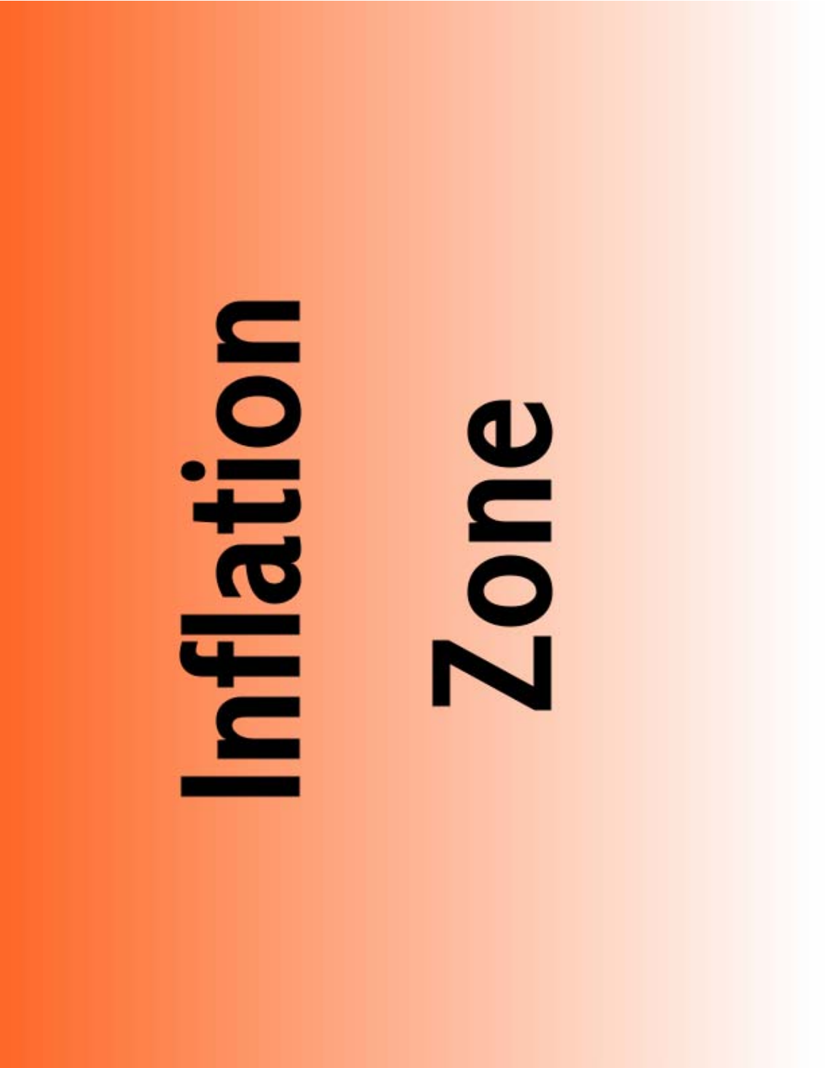# Inflation Zone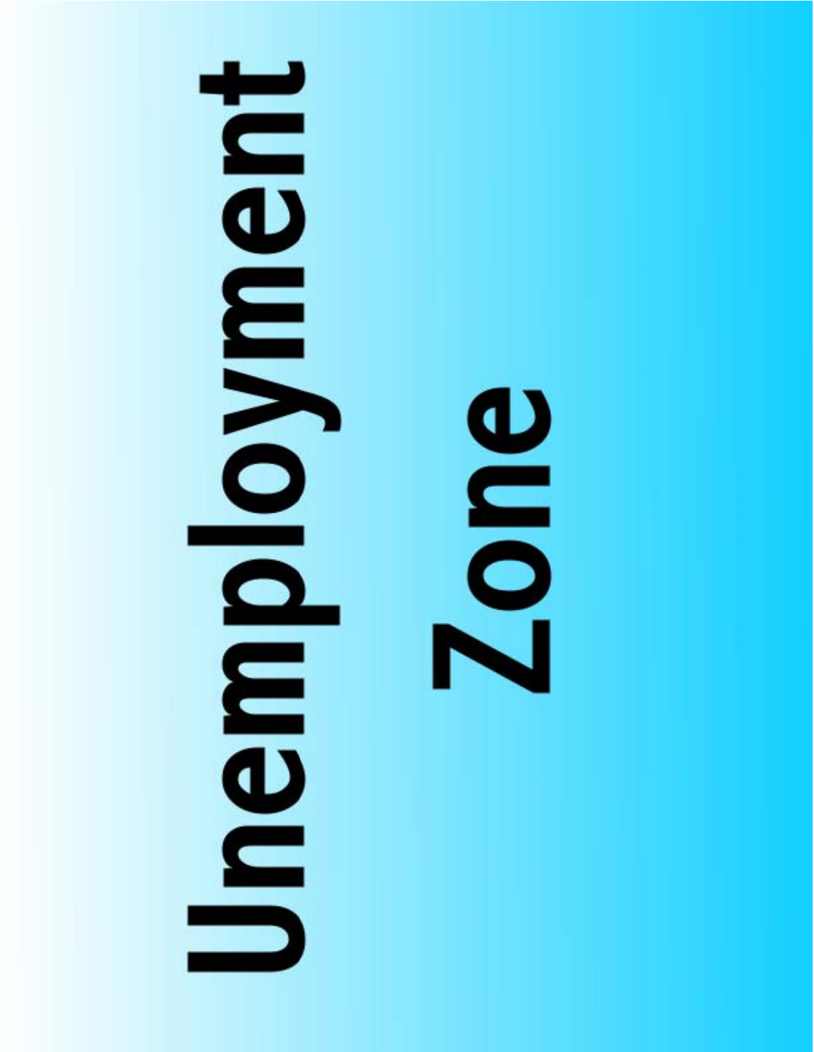# Unemployment Zone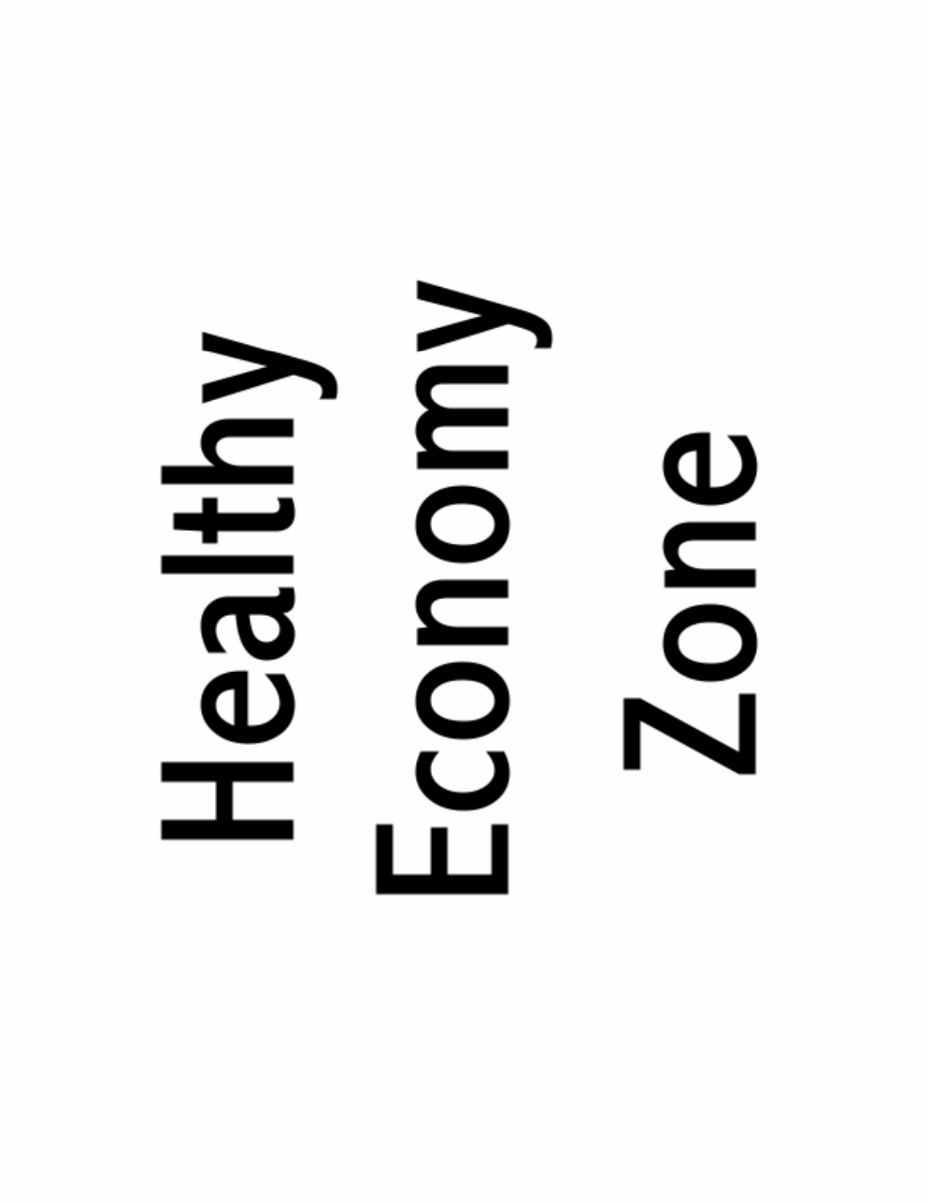# Healthy Economy Zone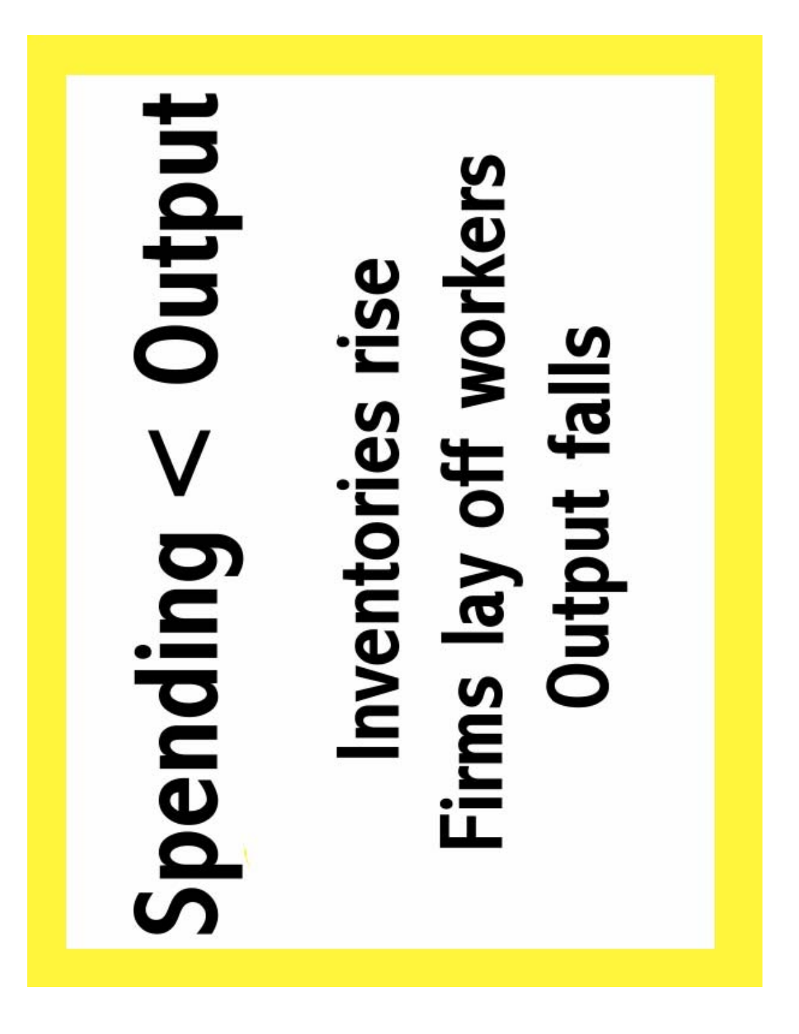# Spending < Output

Inventories rise

Firms lay off workers

Output falls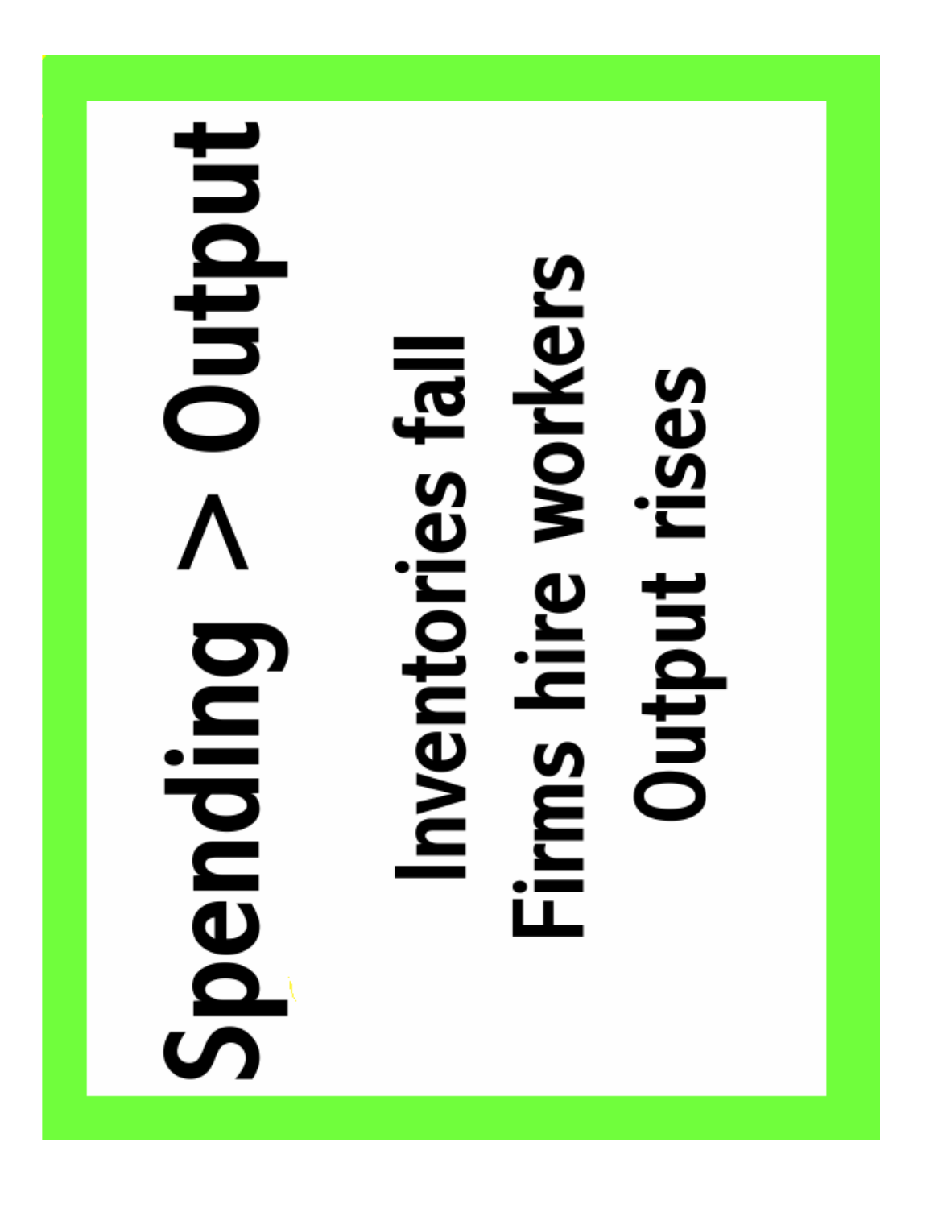# Spending > Output

Inventories fall
Firms hire workers
Output rises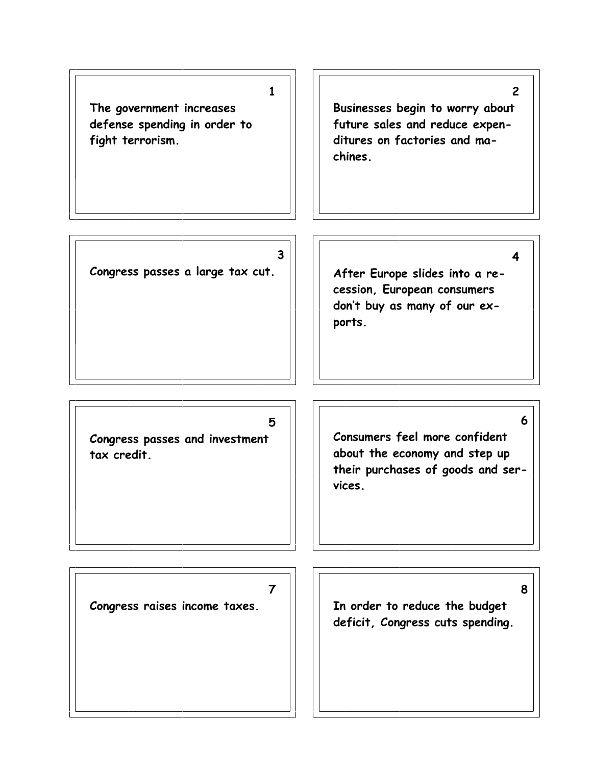**1**

The government increases defense spending in order to fight terrorism.

**2**

Businesses begin to worry about future sales and reduce expenditures on factories and machines.

**3**

Congress passes a large tax cut.

**4**

After Europe slides into a recession, European consumers don't buy as many of our exports.

**5**

Congress passes and investment tax credit.

**6**

Consumers feel more confident about the economy and step up their purchases of goods and services.

**7**

Congress raises income taxes.

**8**

In order to reduce the budget deficit, Congress cuts spending.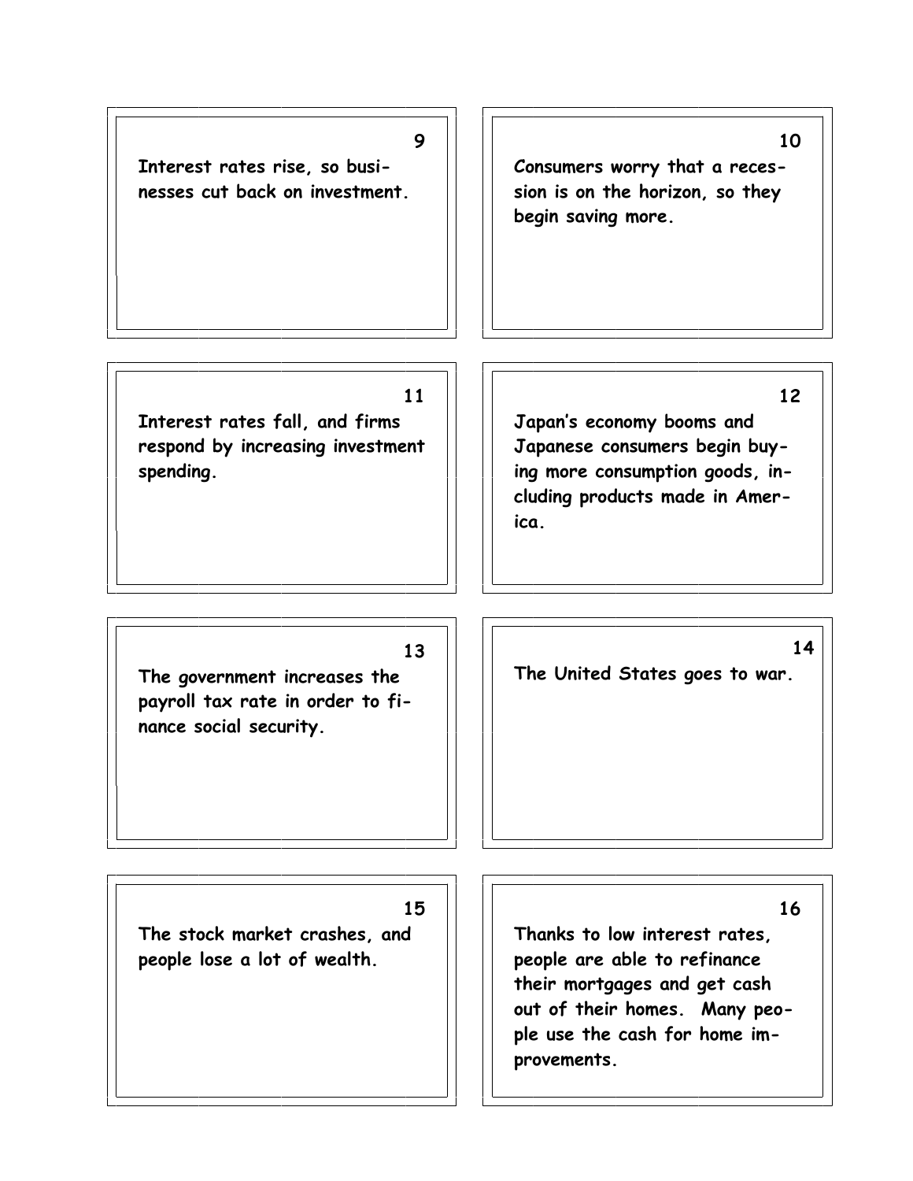**9**

**Interest rates rise, so businesses cut back on investment.**

**10**

**Consumers worry that a recession is on the horizon, so they begin saving more.**

**11**

**Interest rates fall, and firms respond by increasing investment spending.**

**12**

**Japan's economy booms and Japanese consumers begin buying more consumption goods, including products made in America.**

**13**

**The government increases the payroll tax rate in order to finance social security.**

**14**

**The United States goes to war.**

**15**

**The stock market crashes, and people lose a lot of wealth.**

**16**

**Thanks to low interest rates, people are able to refinance their mortgages and get cash out of their homes. Many people use the cash for home improvements.**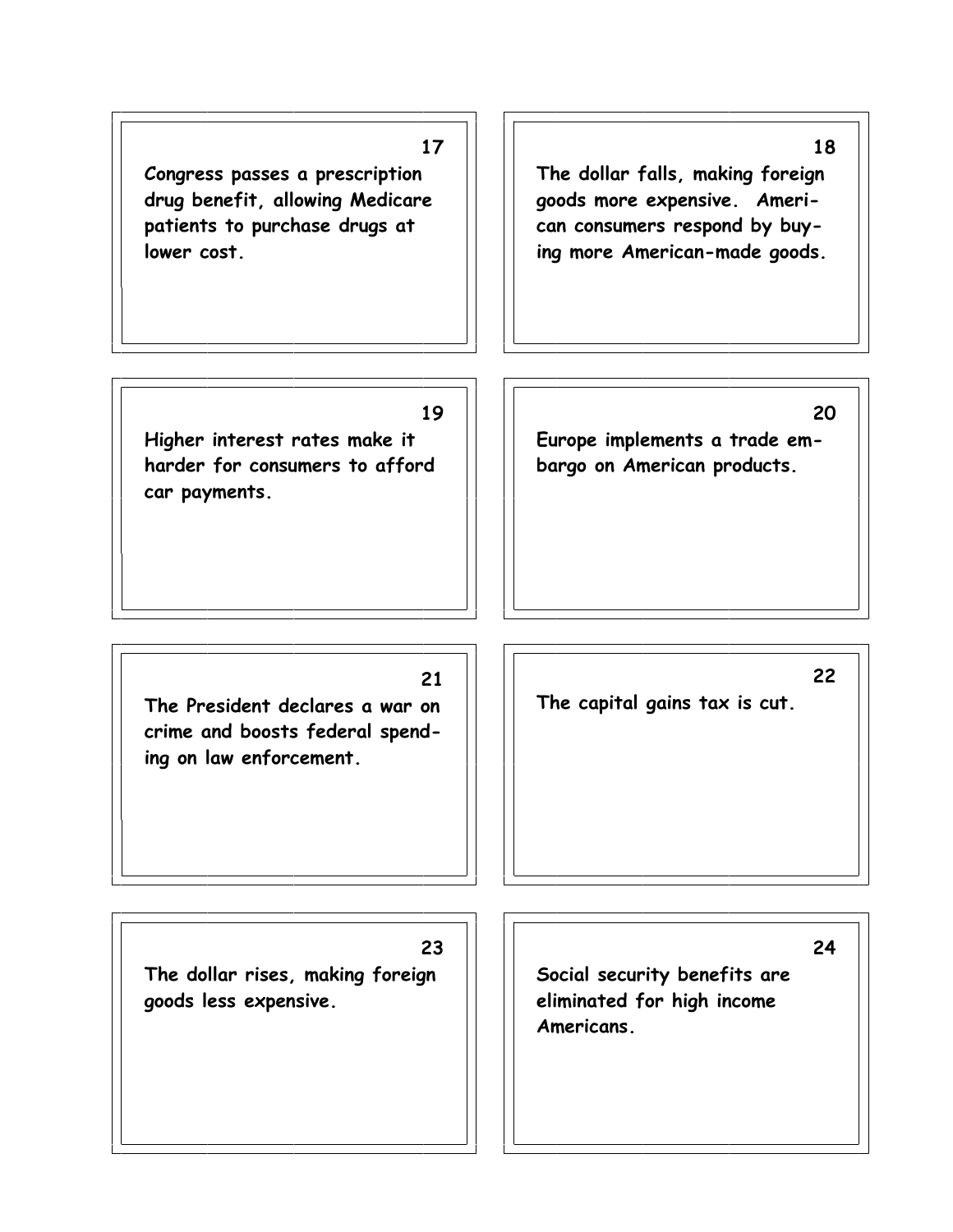**17**

**Congress passes a prescription drug benefit, allowing Medicare patients to purchase drugs at lower cost.**

**18**

**The dollar falls, making foreign goods more expensive. American consumers respond by buying more American-made goods.**

**19**

**Higher interest rates make it harder for consumers to afford car payments.**

**20**

**Europe implements a trade embargo on American products.**

**21**

**The President declares a war on crime and boosts federal spending on law enforcement.**

**22**

**The capital gains tax is cut.**

**23**

**The dollar rises, making foreign goods less expensive.**

**24**

**Social security benefits are eliminated for high income Americans.**